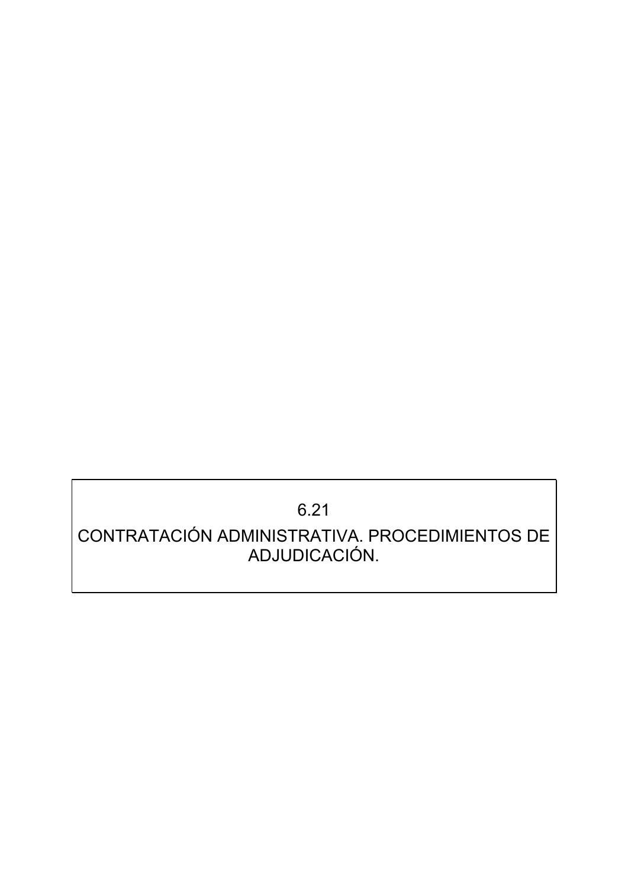# 6.21

# CONTRATACIÓN ADMINISTRATIVA. PROCEDIMIENTOS DE ADJUDICACIÓN.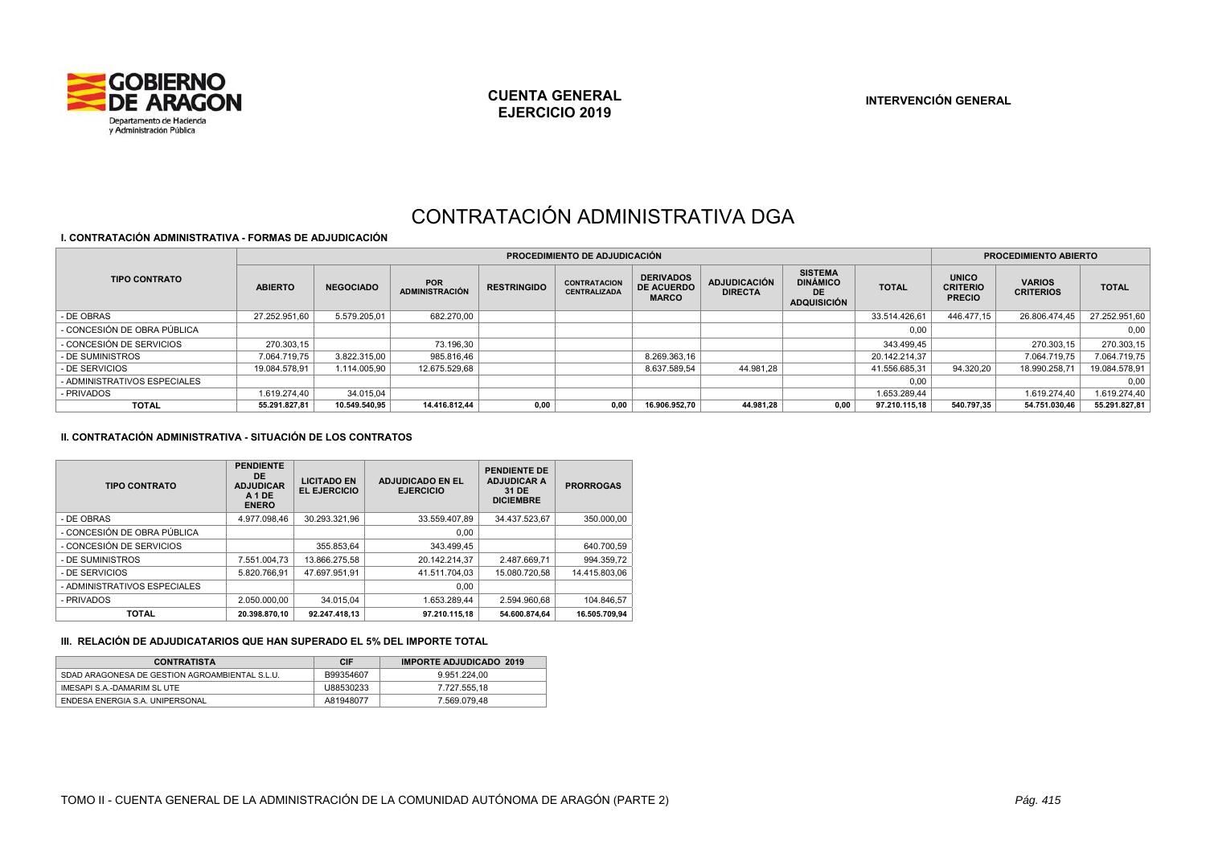CUENTA GENERAL
EJERCICIO 2019

INTERVENCIÓN GENERAL

# CONTRATACIÓN ADMINISTRATIVA DGA

### I. CONTRATACIÓN ADMINISTRATIVA - FORMAS DE ADJUDICACIÓN

| TIPO CONTRATO | PROCEDIMIENTO DE ADJUDICACIÓN | | | | | | | | | PROCEDIMIENTO ABIERTO | | |
|---|---|---|---|---|---|---|---|---|---|---|---|---|
| | ABIERTO | NEGOCIADO | POR ADMINISTRACIÓN | RESTRINGIDO | CONTRATACION CENTRALIZADA | DERIVADOS DE ACUERDO MARCO | ADJUDICACIÓN DIRECTA | SISTEMA DINÁMICO DE ADQUISICIÓN | TOTAL | UNICO CRITERIO PRECIO | VARIOS CRITERIOS | TOTAL |
| - DE OBRAS | 27.252.951,60 | 5.579.205,01 | 682.270,00 | | | | | | 33.514.426,61 | 446.477,15 | 26.806.474,45 | 27.252.951,60 |
| - CONCESIÓN DE OBRA PÚBLICA | | | | | | | | | 0,00 | | | 0,00 |
| - CONCESIÓN DE SERVICIOS | 270.303,15 | | 73.196,30 | | | | | | 343.499,45 | | 270.303,15 | 270.303,15 |
| - DE SUMINISTROS | 7.064.719,75 | 3.822.315,00 | 985.816,46 | | | 8.269.363,16 | | | 20.142.214,37 | | 7.064.719,75 | 7.064.719,75 |
| - DE SERVICIOS | 19.084.578,91 | 1.114.005,90 | 12.675.529,68 | | | 8.637.589,54 | 44.981,28 | | 41.556.685,31 | 94.320,20 | 18.990.258,71 | 19.084.578,91 |
| - ADMINISTRATIVOS ESPECIALES | | | | | | | | | 0,00 | | | 0,00 |
| - PRIVADOS | 1.619.274,40 | 34.015,04 | | | | | | | 1.653.289,44 | | 1.619.274,40 | 1.619.274,40 |
| **TOTAL** | **55.291.827,81** | **10.549.540,95** | **14.416.812,44** | **0,00** | **0,00** | **16.906.952,70** | **44.981,28** | **0,00** | **97.210.115,18** | **540.797,35** | **54.751.030,46** | **55.291.827,81** |

### II. CONTRATACIÓN ADMINISTRATIVA - SITUACIÓN DE LOS CONTRATOS

| TIPO CONTRATO | PENDIENTE DE ADJUDICAR A 1 DE ENERO | LICITADO EN EL EJERCICIO | ADJUDICADO EN EL EJERCICIO | PENDIENTE DE ADJUDICAR A 31 DE DICIEMBRE | PRORROGAS |
|---|---|---|---|---|---|
| - DE OBRAS | 4.977.098,46 | 30.293.321,96 | 33.559.407,89 | 34.437.523,67 | 350.000,00 |
| - CONCESIÓN DE OBRA PÚBLICA | | | 0,00 | | |
| - CONCESIÓN DE SERVICIOS | | 355.853,64 | 343.499,45 | | 640.700,59 |
| - DE SUMINISTROS | 7.551.004,73 | 13.866.275,58 | 20.142.214,37 | 2.487.669,71 | 994.359,72 |
| - DE SERVICIOS | 5.820.766,91 | 47.697.951,91 | 41.511.704,03 | 15.080.720,58 | 14.415.803,06 |
| - ADMINISTRATIVOS ESPECIALES | | | 0,00 | | |
| - PRIVADOS | 2.050.000,00 | 34.015,04 | 1.653.289,44 | 2.594.960,68 | 104.846,57 |
| **TOTAL** | **20.398.870,10** | **92.247.418,13** | **97.210.115,18** | **54.600.874,64** | **16.505.709,94** |

### III. RELACIÓN DE ADJUDICATARIOS QUE HAN SUPERADO EL 5% DEL IMPORTE TOTAL

| CONTRATISTA | CIF | IMPORTE ADJUDICADO 2019 |
|---|---|---|
| SDAD ARAGONESA DE GESTION AGROAMBIENTAL S.L.U. | B99354607 | 9.951.224,00 |
| IMESAPI S.A.-DAMARIM SL UTE | U88530233 | 7.727.555,18 |
| ENDESA ENERGIA S.A. UNIPERSONAL | A81948077 | 7.569.079,48 |